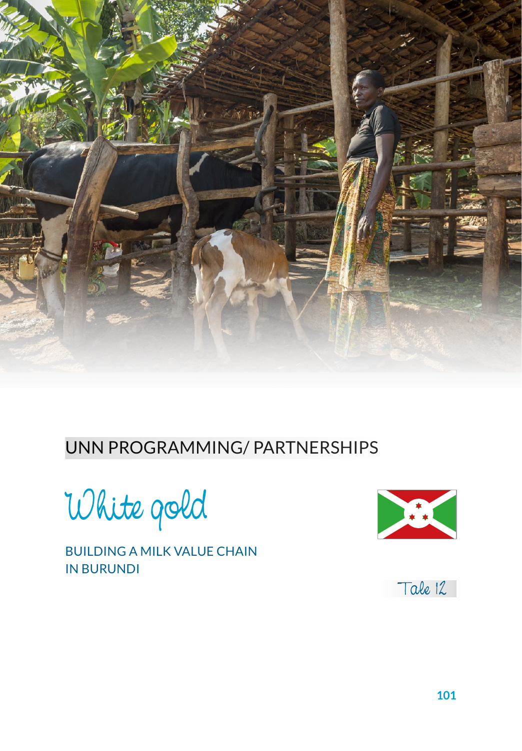UNN PROGRAMMING/ PARTNERSHIPS

# White gold

## BUILDING A MILK VALUE CHAIN IN BURUNDI

Tale 12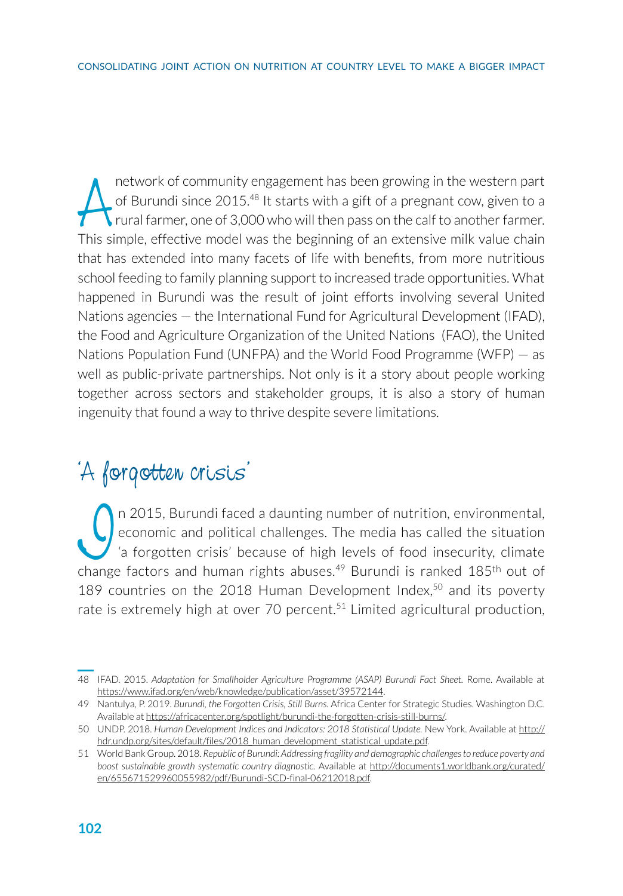A network of community engagement has been growing in the western part of Burundi since 2015.[48] It starts with a gift of a pregnant cow, given to a rural farmer, one of 3,000 who will then pass on the calf to another farmer. This simple, effective model was the beginning of an extensive milk value chain that has extended into many facets of life with benefits, from more nutritious school feeding to family planning support to increased trade opportunities. What happened in Burundi was the result of joint efforts involving several United Nations agencies — the International Fund for Agricultural Development (IFAD), the Food and Agriculture Organization of the United Nations (FAO), the United Nations Population Fund (UNFPA) and the World Food Programme (WFP) — as well as public-private partnerships. Not only is it a story about people working together across sectors and stakeholder groups, it is also a story of human ingenuity that found a way to thrive despite severe limitations.

## 'A forgotten crisis'

In 2015, Burundi faced a daunting number of nutrition, environmental, economic and political challenges. The media has called the situation 'a forgotten crisis' because of high levels of food insecurity, climate change factors and human rights abuses.[49] Burundi is ranked 185th out of 189 countries on the 2018 Human Development Index,[50] and its poverty rate is extremely high at over 70 percent.[51] Limited agricultural production,

---

48 IFAD. 2015. *Adaptation for Smallholder Agriculture Programme (ASAP) Burundi Fact Sheet.* Rome. Available at https://www.ifad.org/en/web/knowledge/publication/asset/39572144.

49 Nantulya, P. 2019. *Burundi, the Forgotten Crisis, Still Burns.* Africa Center for Strategic Studies. Washington D.C. Available at https://africacenter.org/spotlight/burundi-the-forgotten-crisis-still-burns/.

50 UNDP. 2018. *Human Development Indices and Indicators: 2018 Statistical Update.* New York. Available at http://hdr.undp.org/sites/default/files/2018_human_development_statistical_update.pdf.

51 World Bank Group. 2018. *Republic of Burundi: Addressing fragility and demographic challenges to reduce poverty and boost sustainable growth systematic country diagnostic.* Available at http://documents1.worldbank.org/curated/en/655671529960055982/pdf/Burundi-SCD-final-06212018.pdf.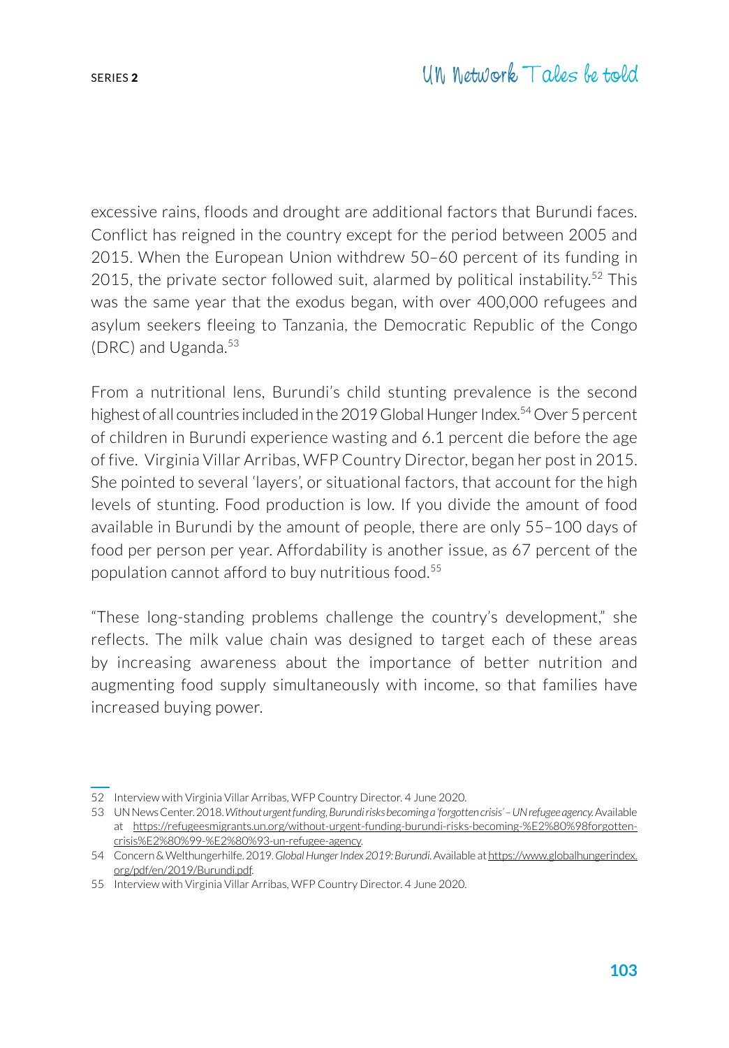excessive rains, floods and drought are additional factors that Burundi faces. Conflict has reigned in the country except for the period between 2005 and 2015. When the European Union withdrew 50–60 percent of its funding in 2015, the private sector followed suit, alarmed by political instability.[52] This was the same year that the exodus began, with over 400,000 refugees and asylum seekers fleeing to Tanzania, the Democratic Republic of the Congo (DRC) and Uganda.[53]

From a nutritional lens, Burundi's child stunting prevalence is the second highest of all countries included in the 2019 Global Hunger Index.[54] Over 5 percent of children in Burundi experience wasting and 6.1 percent die before the age of five. Virginia Villar Arribas, WFP Country Director, began her post in 2015. She pointed to several 'layers', or situational factors, that account for the high levels of stunting. Food production is low. If you divide the amount of food available in Burundi by the amount of people, there are only 55–100 days of food per person per year. Affordability is another issue, as 67 percent of the population cannot afford to buy nutritious food.[55]

"These long-standing problems challenge the country's development," she reflects. The milk value chain was designed to target each of these areas by increasing awareness about the importance of better nutrition and augmenting food supply simultaneously with income, so that families have increased buying power.

---

52 Interview with Virginia Villar Arribas, WFP Country Director. 4 June 2020.

53 UN News Center. 2018. *Without urgent funding, Burundi risks becoming a 'forgotten crisis' – UN refugee agency.* Available at https://refugeesmigrants.un.org/without-urgent-funding-burundi-risks-becoming-%E2%80%98forgotten-crisis%E2%80%99-%E2%80%93-un-refugee-agency.

54 Concern & Welthungerhilfe. 2019. *Global Hunger Index 2019: Burundi.* Available at https://www.globalhungerindex.org/pdf/en/2019/Burundi.pdf.

55 Interview with Virginia Villar Arribas, WFP Country Director. 4 June 2020.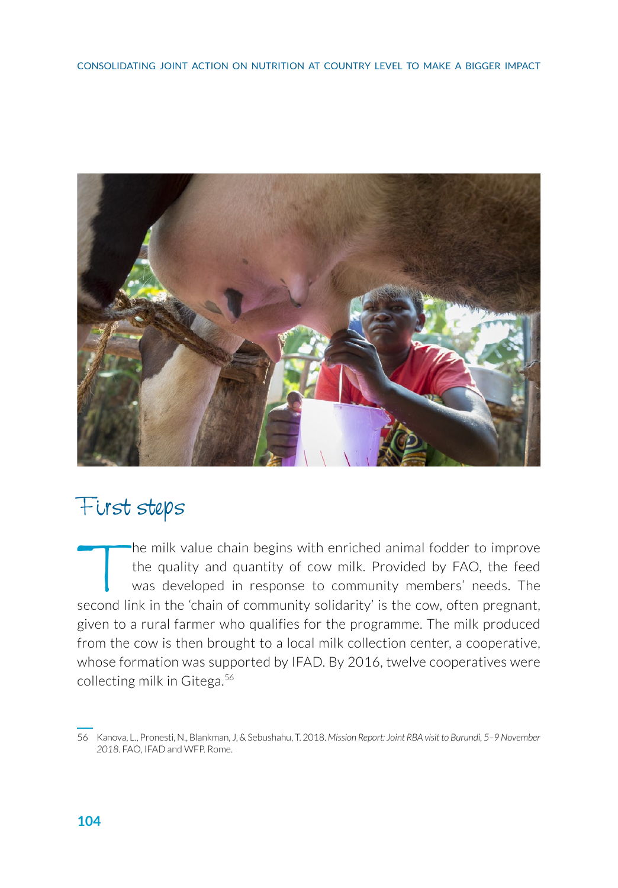## First steps

The milk value chain begins with enriched animal fodder to improve the quality and quantity of cow milk. Provided by FAO, the feed was developed in response to community members' needs. The second link in the 'chain of community solidarity' is the cow, often pregnant, given to a rural farmer who qualifies for the programme. The milk produced from the cow is then brought to a local milk collection center, a cooperative, whose formation was supported by IFAD. By 2016, twelve cooperatives were collecting milk in Gitega.[56]

56 Kanova, L., Pronesti, N., Blankman, J, & Sebushahu, T. 2018. *Mission Report: Joint RBA visit to Burundi, 5–9 November 2018*. FAO, IFAD and WFP. Rome.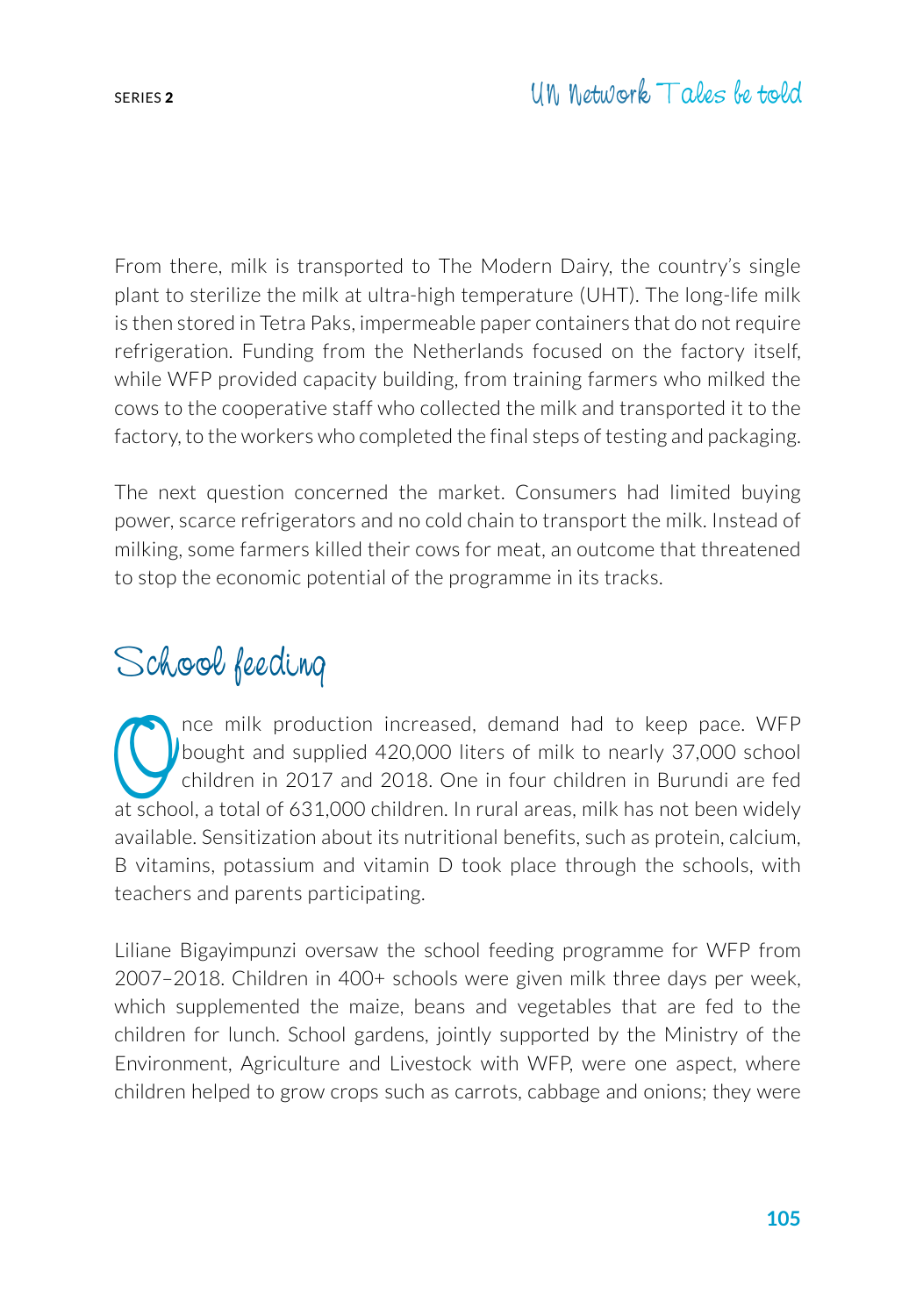From there, milk is transported to The Modern Dairy, the country's single plant to sterilize the milk at ultra-high temperature (UHT). The long-life milk is then stored in Tetra Paks, impermeable paper containers that do not require refrigeration. Funding from the Netherlands focused on the factory itself, while WFP provided capacity building, from training farmers who milked the cows to the cooperative staff who collected the milk and transported it to the factory, to the workers who completed the final steps of testing and packaging.

The next question concerned the market. Consumers had limited buying power, scarce refrigerators and no cold chain to transport the milk. Instead of milking, some farmers killed their cows for meat, an outcome that threatened to stop the economic potential of the programme in its tracks.

## School feeding

Once milk production increased, demand had to keep pace. WFP bought and supplied 420,000 liters of milk to nearly 37,000 school children in 2017 and 2018. One in four children in Burundi are fed at school, a total of 631,000 children. In rural areas, milk has not been widely available. Sensitization about its nutritional benefits, such as protein, calcium, B vitamins, potassium and vitamin D took place through the schools, with teachers and parents participating.

Liliane Bigayimpunzi oversaw the school feeding programme for WFP from 2007–2018. Children in 400+ schools were given milk three days per week, which supplemented the maize, beans and vegetables that are fed to the children for lunch. School gardens, jointly supported by the Ministry of the Environment, Agriculture and Livestock with WFP, were one aspect, where children helped to grow crops such as carrots, cabbage and onions; they were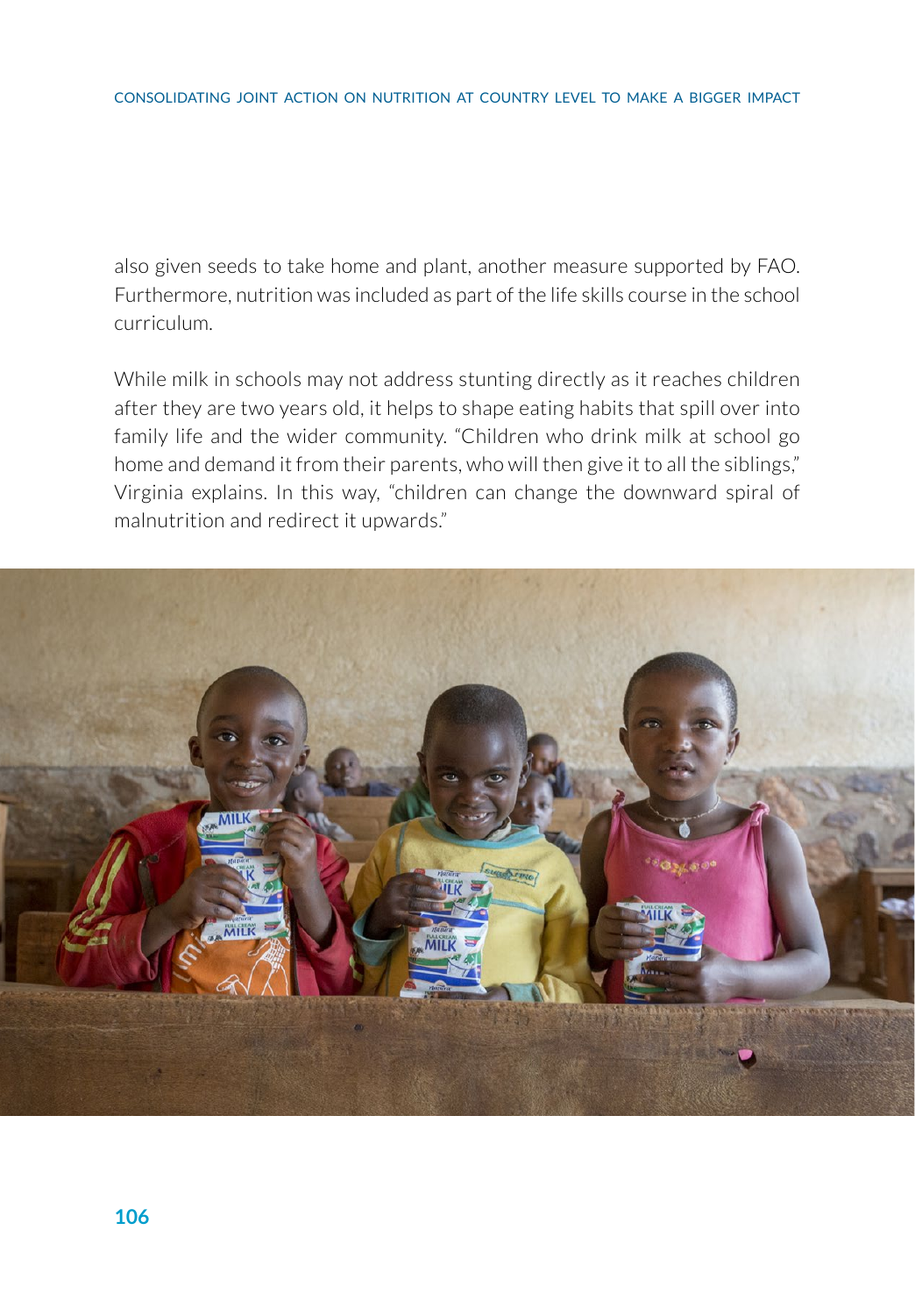also given seeds to take home and plant, another measure supported by FAO. Furthermore, nutrition was included as part of the life skills course in the school curriculum.

While milk in schools may not address stunting directly as it reaches children after they are two years old, it helps to shape eating habits that spill over into family life and the wider community. "Children who drink milk at school go home and demand it from their parents, who will then give it to all the siblings," Virginia explains. In this way, "children can change the downward spiral of malnutrition and redirect it upwards."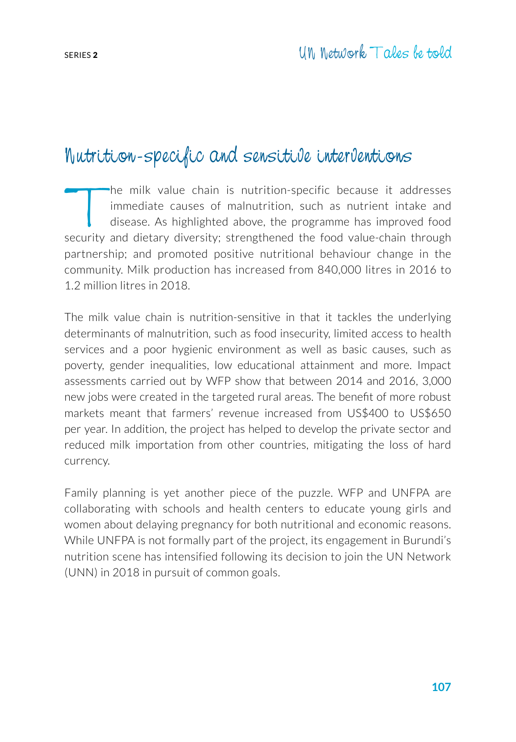## Nutrition-specific and sensitive interventions

The milk value chain is nutrition-specific because it addresses immediate causes of malnutrition, such as nutrient intake and disease. As highlighted above, the programme has improved food security and dietary diversity; strengthened the food value-chain through partnership; and promoted positive nutritional behaviour change in the community. Milk production has increased from 840,000 litres in 2016 to 1.2 million litres in 2018.

The milk value chain is nutrition-sensitive in that it tackles the underlying determinants of malnutrition, such as food insecurity, limited access to health services and a poor hygienic environment as well as basic causes, such as poverty, gender inequalities, low educational attainment and more. Impact assessments carried out by WFP show that between 2014 and 2016, 3,000 new jobs were created in the targeted rural areas. The benefit of more robust markets meant that farmers' revenue increased from US$400 to US$650 per year. In addition, the project has helped to develop the private sector and reduced milk importation from other countries, mitigating the loss of hard currency.

Family planning is yet another piece of the puzzle. WFP and UNFPA are collaborating with schools and health centers to educate young girls and women about delaying pregnancy for both nutritional and economic reasons. While UNFPA is not formally part of the project, its engagement in Burundi's nutrition scene has intensified following its decision to join the UN Network (UNN) in 2018 in pursuit of common goals.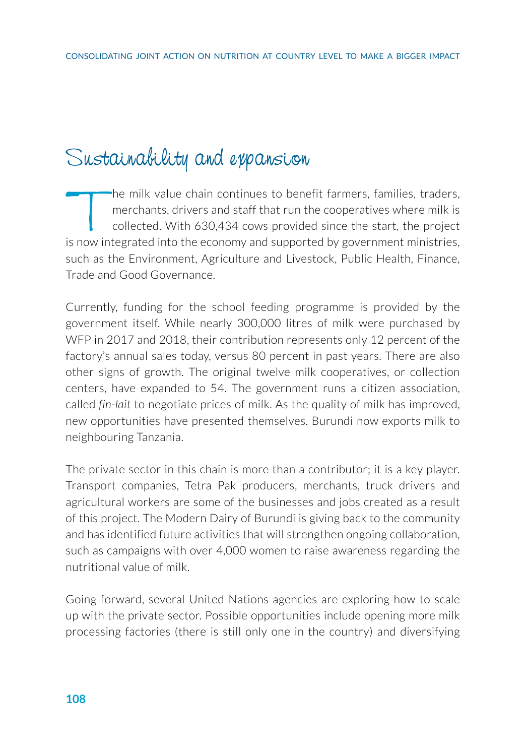## Sustainability and expansion

The milk value chain continues to benefit farmers, families, traders, merchants, drivers and staff that run the cooperatives where milk is collected. With 630,434 cows provided since the start, the project is now integrated into the economy and supported by government ministries, such as the Environment, Agriculture and Livestock, Public Health, Finance, Trade and Good Governance.

Currently, funding for the school feeding programme is provided by the government itself. While nearly 300,000 litres of milk were purchased by WFP in 2017 and 2018, their contribution represents only 12 percent of the factory's annual sales today, versus 80 percent in past years. There are also other signs of growth. The original twelve milk cooperatives, or collection centers, have expanded to 54. The government runs a citizen association, called *fin-lait* to negotiate prices of milk. As the quality of milk has improved, new opportunities have presented themselves. Burundi now exports milk to neighbouring Tanzania.

The private sector in this chain is more than a contributor; it is a key player. Transport companies, Tetra Pak producers, merchants, truck drivers and agricultural workers are some of the businesses and jobs created as a result of this project. The Modern Dairy of Burundi is giving back to the community and has identified future activities that will strengthen ongoing collaboration, such as campaigns with over 4,000 women to raise awareness regarding the nutritional value of milk.

Going forward, several United Nations agencies are exploring how to scale up with the private sector. Possible opportunities include opening more milk processing factories (there is still only one in the country) and diversifying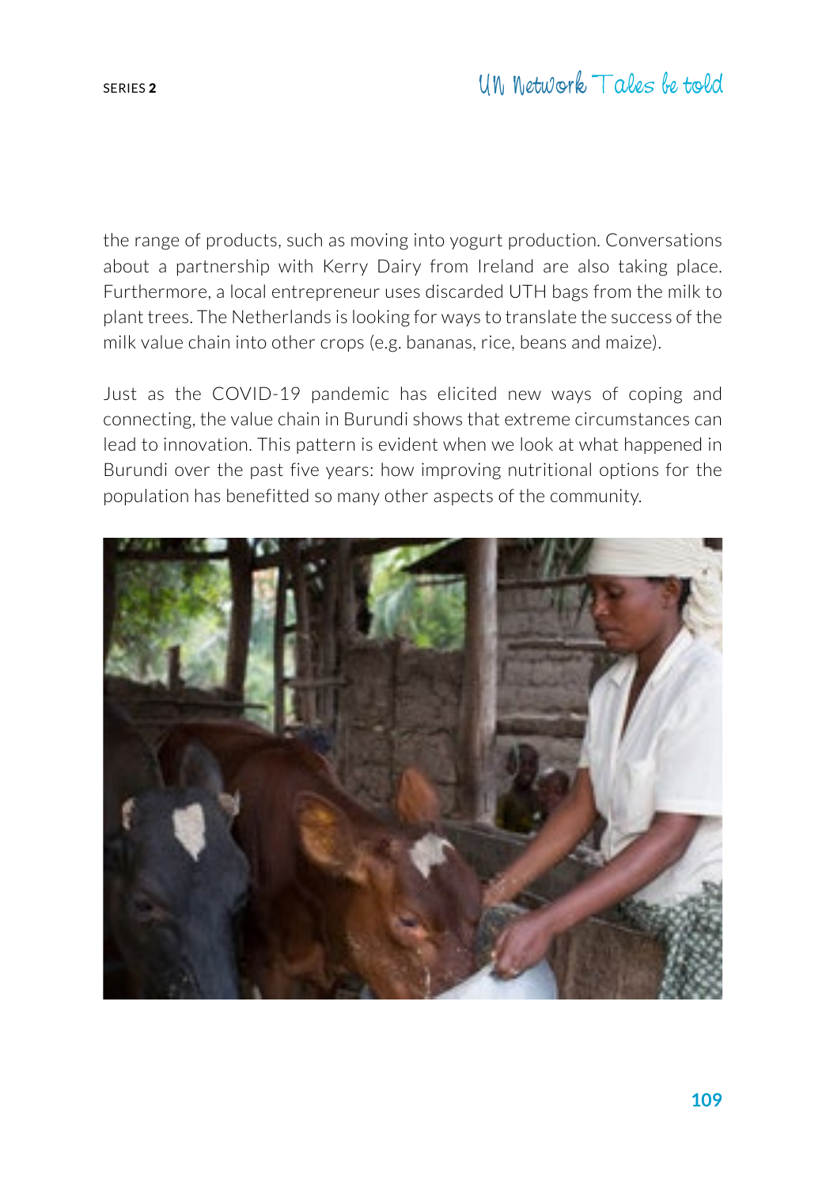the range of products, such as moving into yogurt production. Conversations about a partnership with Kerry Dairy from Ireland are also taking place. Furthermore, a local entrepreneur uses discarded UTH bags from the milk to plant trees. The Netherlands is looking for ways to translate the success of the milk value chain into other crops (e.g. bananas, rice, beans and maize).

Just as the COVID-19 pandemic has elicited new ways of coping and connecting, the value chain in Burundi shows that extreme circumstances can lead to innovation. This pattern is evident when we look at what happened in Burundi over the past five years: how improving nutritional options for the population has benefitted so many other aspects of the community.